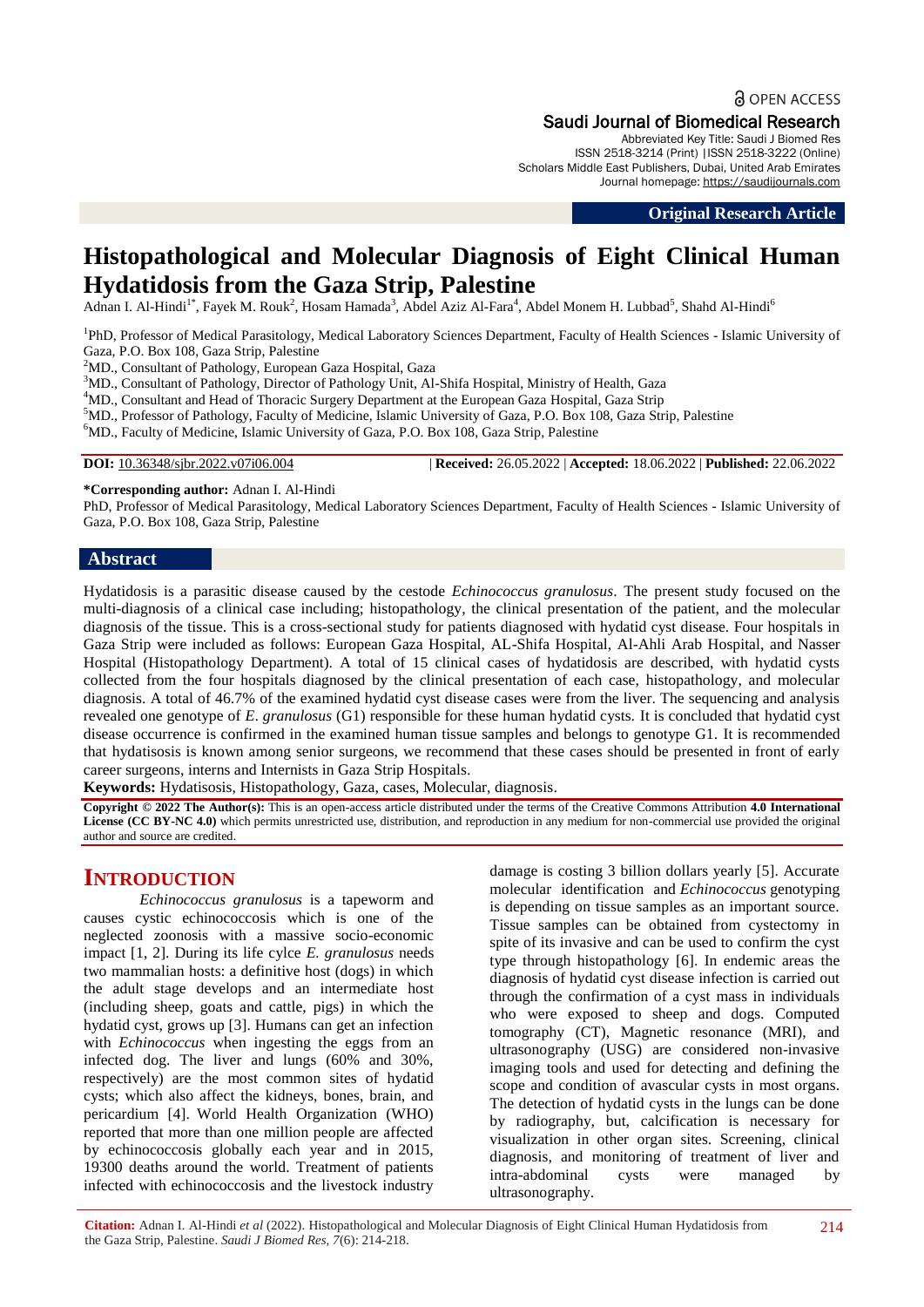Open Access

Saudi Journal of Biomedical Research

Abbreviated Key Title: Saudi J Biomed Res
ISSN 2518-3214 (Print) |ISSN 2518-3222 (Online)
Scholars Middle East Publishers, Dubai, United Arab Emirates
Journal homepage: https://saudijournals.com

**Original Research Article**

# Histopathological and Molecular Diagnosis of Eight Clinical Human Hydatidosis from the Gaza Strip, Palestine

Adnan I. Al-Hindi[1*], Fayek M. Rouk[2], Hosam Hamada[3], Abdel Aziz Al-Fara[4], Abdel Monem H. Lubbad[5], Shahd Al-Hindi[6]

[1]PhD, Professor of Medical Parasitology, Medical Laboratory Sciences Department, Faculty of Health Sciences - Islamic University of Gaza, P.O. Box 108, Gaza Strip, Palestine
[2]MD., Consultant of Pathology, European Gaza Hospital, Gaza
[3]MD., Consultant of Pathology, Director of Pathology Unit, Al-Shifa Hospital, Ministry of Health, Gaza
[4]MD., Consultant and Head of Thoracic Surgery Department at the European Gaza Hospital, Gaza Strip
[5]MD., Professor of Pathology, Faculty of Medicine, Islamic University of Gaza, P.O. Box 108, Gaza Strip, Palestine
[6]MD., Faculty of Medicine, Islamic University of Gaza, P.O. Box 108, Gaza Strip, Palestine

**DOI:** 10.36348/sjbr.2022.v07i06.004 | **Received:** 26.05.2022 | **Accepted:** 18.06.2022 | **Published:** 22.06.2022

**\*Corresponding author:** Adnan I. Al-Hindi
PhD, Professor of Medical Parasitology, Medical Laboratory Sciences Department, Faculty of Health Sciences - Islamic University of Gaza, P.O. Box 108, Gaza Strip, Palestine

## Abstract

Hydatidosis is a parasitic disease caused by the cestode *Echinococcus granulosus*. The present study focused on the multi-diagnosis of a clinical case including; histopathology, the clinical presentation of the patient, and the molecular diagnosis of the tissue. This is a cross-sectional study for patients diagnosed with hydatid cyst disease. Four hospitals in Gaza Strip were included as follows: European Gaza Hospital, AL-Shifa Hospital, Al-Ahli Arab Hospital, and Nasser Hospital (Histopathology Department). A total of 15 clinical cases of hydatidosis are described, with hydatid cysts collected from the four hospitals diagnosed by the clinical presentation of each case, histopathology, and molecular diagnosis. A total of 46.7% of the examined hydatid cyst disease cases were from the liver. The sequencing and analysis revealed one genotype of *E. granulosus* (G1) responsible for these human hydatid cysts. It is concluded that hydatid cyst disease occurrence is confirmed in the examined human tissue samples and belongs to genotype G1. It is recommended that hydatisosis is known among senior surgeons, we recommend that these cases should be presented in front of early career surgeons, interns and Internists in Gaza Strip Hospitals.

**Keywords:** Hydatisosis, Histopathology, Gaza, cases, Molecular, diagnosis.

**Copyright © 2022 The Author(s):** This is an open-access article distributed under the terms of the Creative Commons Attribution **4.0 International License (CC BY-NC 4.0)** which permits unrestricted use, distribution, and reproduction in any medium for non-commercial use provided the original author and source are credited.

## Introduction

*Echinococcus granulosus* is a tapeworm and causes cystic echinococcosis which is one of the neglected zoonosis with a massive socio-economic impact [1, 2]. During its life cylce *E. granulosus* needs two mammalian hosts: a definitive host (dogs) in which the adult stage develops and an intermediate host (including sheep, goats and cattle, pigs) in which the hydatid cyst, grows up [3]. Humans can get an infection with *Echinococcus* when ingesting the eggs from an infected dog. The liver and lungs (60% and 30%, respectively) are the most common sites of hydatid cysts; which also affect the kidneys, bones, brain, and pericardium [4]. World Health Organization (WHO) reported that more than one million people are affected by echinococcosis globally each year and in 2015, 19300 deaths around the world. Treatment of patients infected with echinococcosis and the livestock industry damage is costing 3 billion dollars yearly [5]. Accurate molecular identification and *Echinococcus* genotyping is depending on tissue samples as an important source. Tissue samples can be obtained from cystectomy in spite of its invasive and can be used to confirm the cyst type through histopathology [6]. In endemic areas the diagnosis of hydatid cyst disease infection is carried out through the confirmation of a cyst mass in individuals who were exposed to sheep and dogs. Computed tomography (CT), Magnetic resonance (MRI), and ultrasonography (USG) are considered non-invasive imaging tools and used for detecting and defining the scope and condition of avascular cysts in most organs. The detection of hydatid cysts in the lungs can be done by radiography, but, calcification is necessary for visualization in other organ sites. Screening, clinical diagnosis, and monitoring of treatment of liver and intra-abdominal cysts were managed by ultrasonography.

**Citation:** Adnan I. Al-Hindi *et al* (2022). Histopathological and Molecular Diagnosis of Eight Clinical Human Hydatidosis from the Gaza Strip, Palestine. *Saudi J Biomed Res, 7*(6): 214-218.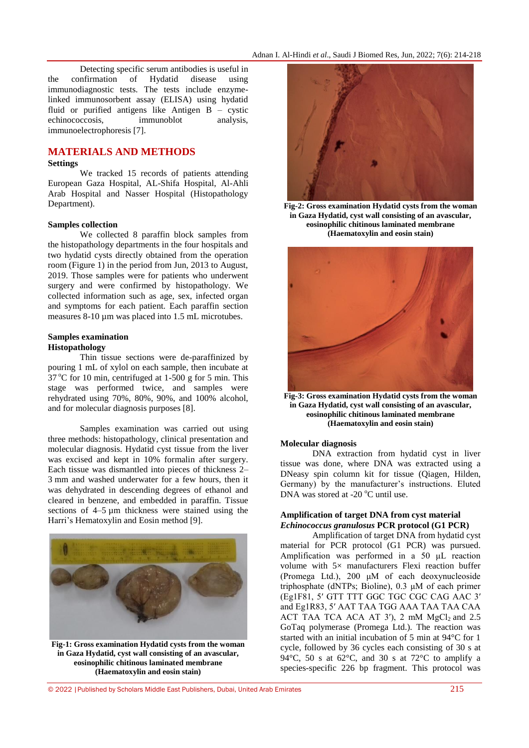Detecting specific serum antibodies is useful in the confirmation of Hydatid disease using immunodiagnostic tests. The tests include enzyme-linked immunosorbent assay (ELISA) using hydatid fluid or purified antigens like Antigen B – cystic echinococcosis, immunoblot analysis, immunoelectrophoresis [7].

## MATERIALS AND METHODS

### Settings

We tracked 15 records of patients attending European Gaza Hospital, AL-Shifa Hospital, Al-Ahli Arab Hospital and Nasser Hospital (Histopathology Department).

### Samples collection

We collected 8 paraffin block samples from the histopathology departments in the four hospitals and two hydatid cysts directly obtained from the operation room (Figure 1) in the period from Jun, 2013 to August, 2019. Those samples were for patients who underwent surgery and were confirmed by histopathology. We collected information such as age, sex, infected organ and symptoms for each patient. Each paraffin section measures 8-10 µm was placed into 1.5 mL microtubes.

### Samples examination

#### Histopathology

Thin tissue sections were de-paraffinized by pouring 1 mL of xylol on each sample, then incubate at 37 °C for 10 min, centrifuged at 1-500 g for 5 min. This stage was performed twice, and samples were rehydrated using 70%, 80%, 90%, and 100% alcohol, and for molecular diagnosis purposes [8].

Samples examination was carried out using three methods: histopathology, clinical presentation and molecular diagnosis. Hydatid cyst tissue from the liver was excised and kept in 10% formalin after surgery. Each tissue was dismantled into pieces of thickness 2–3 mm and washed underwater for a few hours, then it was dehydrated in descending degrees of ethanol and cleared in benzene, and embedded in paraffin. Tissue sections of 4–5 µm thickness were stained using the Harri's Hematoxylin and Eosin method [9].

**Fig-1: Gross examination Hydatid cysts from the woman in Gaza Hydatid, cyst wall consisting of an avascular, eosinophilic chitinous laminated membrane (Haematoxylin and eosin stain)**

**Fig-2: Gross examination Hydatid cysts from the woman in Gaza Hydatid, cyst wall consisting of an avascular, eosinophilic chitinous laminated membrane (Haematoxylin and eosin stain)**

**Fig-3: Gross examination Hydatid cysts from the woman in Gaza Hydatid, cyst wall consisting of an avascular, eosinophilic chitinous laminated membrane (Haematoxylin and eosin stain)**

### Molecular diagnosis

DNA extraction from hydatid cyst in liver tissue was done, where DNA was extracted using a DNeasy spin column kit for tissue (Qiagen, Hilden, Germany) by the manufacturer's instructions. Eluted DNA was stored at -20 °C until use.

### Amplification of target DNA from cyst material *Echinococcus granulosus* PCR protocol (G1 PCR)

Amplification of target DNA from hydatid cyst material for PCR protocol (G1 PCR) was pursued. Amplification was performed in a 50 µL reaction volume with 5× manufacturers Flexi reaction buffer (Promega Ltd.), 200 µM of each deoxynucleoside triphosphate (dNTPs; Bioline), 0.3 µM of each primer (Eg1F81, 5′ GTT TTT GGC TGC CGC CAG AAC 3′ and Eg1R83, 5′ AAT TAA TGG AAA TAA TAA CAA ACT TAA TCA ACA AT 3′), 2 mM $MgCl_2$ and 2.5 GoTaq polymerase (Promega Ltd.). The reaction was started with an initial incubation of 5 min at 94°C for 1 cycle, followed by 36 cycles each consisting of 30 s at 94°C, 50 s at 62°C, and 30 s at 72°C to amplify a species-specific 226 bp fragment. This protocol was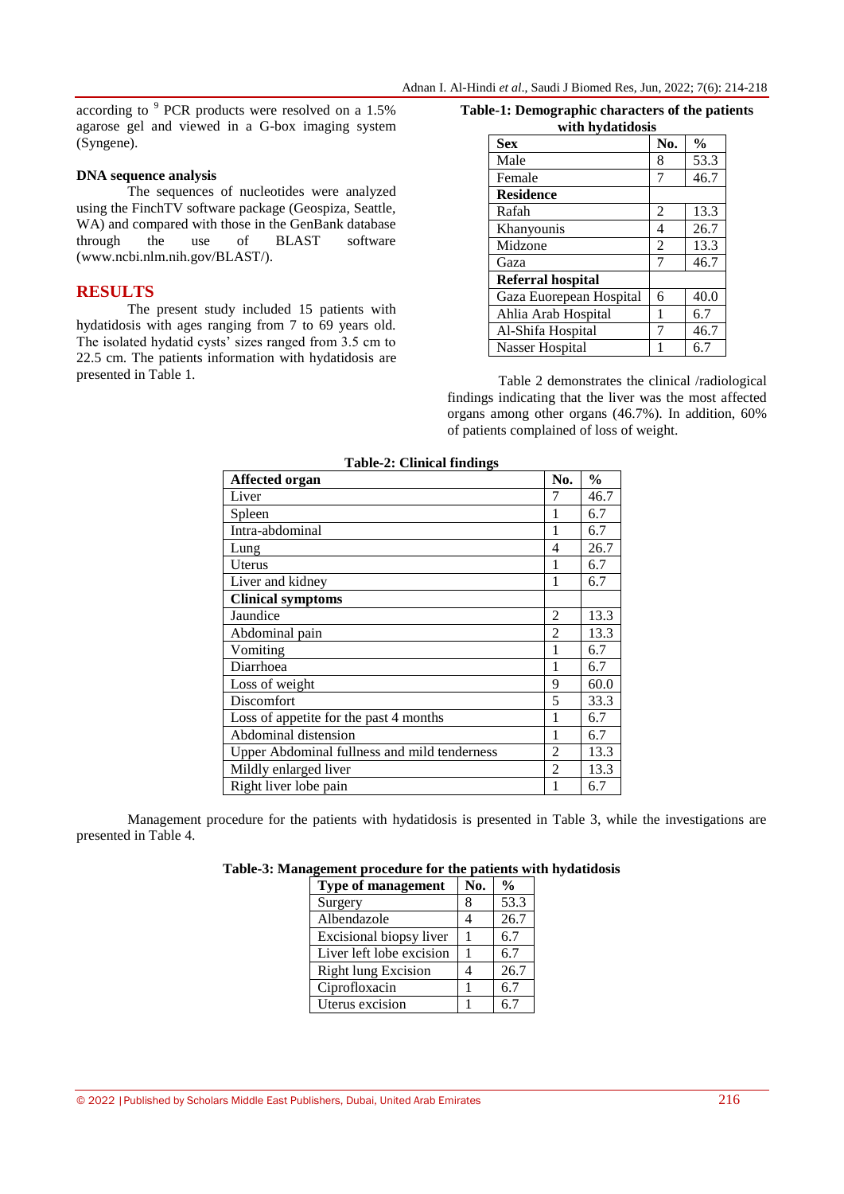according to [9] PCR products were resolved on a 1.5% agarose gel and viewed in a G-box imaging system (Syngene).

### DNA sequence analysis

The sequences of nucleotides were analyzed using the FinchTV software package (Geospiza, Seattle, WA) and compared with those in the GenBank database through the use of BLAST software (www.ncbi.nlm.nih.gov/BLAST/).

## RESULTS

The present study included 15 patients with hydatidosis with ages ranging from 7 to 69 years old. The isolated hydatid cysts' sizes ranged from 3.5 cm to 22.5 cm. The patients information with hydatidosis are presented in Table 1.

**Table-1: Demographic characters of the patients with hydatidosis**

| Sex | No. | % |
|---|---|---|
| Male | 8 | 53.3 |
| Female | 7 | 46.7 |
| **Residence** | | |
| Rafah | 2 | 13.3 |
| Khanyounis | 4 | 26.7 |
| Midzone | 2 | 13.3 |
| Gaza | 7 | 46.7 |
| **Referral hospital** | | |
| Gaza Euorepean Hospital | 6 | 40.0 |
| Ahlia Arab Hospital | 1 | 6.7 |
| Al-Shifa Hospital | 7 | 46.7 |
| Nasser Hospital | 1 | 6.7 |

Table 2 demonstrates the clinical /radiological findings indicating that the liver was the most affected organs among other organs (46.7%). In addition, 60% of patients complained of loss of weight.

**Table-2: Clinical findings**

| Affected organ | No. | % |
|---|---|---|
| Liver | 7 | 46.7 |
| Spleen | 1 | 6.7 |
| Intra-abdominal | 1 | 6.7 |
| Lung | 4 | 26.7 |
| Uterus | 1 | 6.7 |
| Liver and kidney | 1 | 6.7 |
| **Clinical symptoms** | | |
| Jaundice | 2 | 13.3 |
| Abdominal pain | 2 | 13.3 |
| Vomiting | 1 | 6.7 |
| Diarrhoea | 1 | 6.7 |
| Loss of weight | 9 | 60.0 |
| Discomfort | 5 | 33.3 |
| Loss of appetite for the past 4 months | 1 | 6.7 |
| Abdominal distension | 1 | 6.7 |
| Upper Abdominal fullness and mild tenderness | 2 | 13.3 |
| Mildly enlarged liver | 2 | 13.3 |
| Right liver lobe pain | 1 | 6.7 |

Management procedure for the patients with hydatidosis is presented in Table 3, while the investigations are presented in Table 4.

**Table-3: Management procedure for the patients with hydatidosis**

| Type of management | No. | % |
|---|---|---|
| Surgery | 8 | 53.3 |
| Albendazole | 4 | 26.7 |
| Excisional biopsy liver | 1 | 6.7 |
| Liver left lobe excision | 1 | 6.7 |
| Right lung Excision | 4 | 26.7 |
| Ciprofloxacin | 1 | 6.7 |
| Uterus excision | 1 | 6.7 |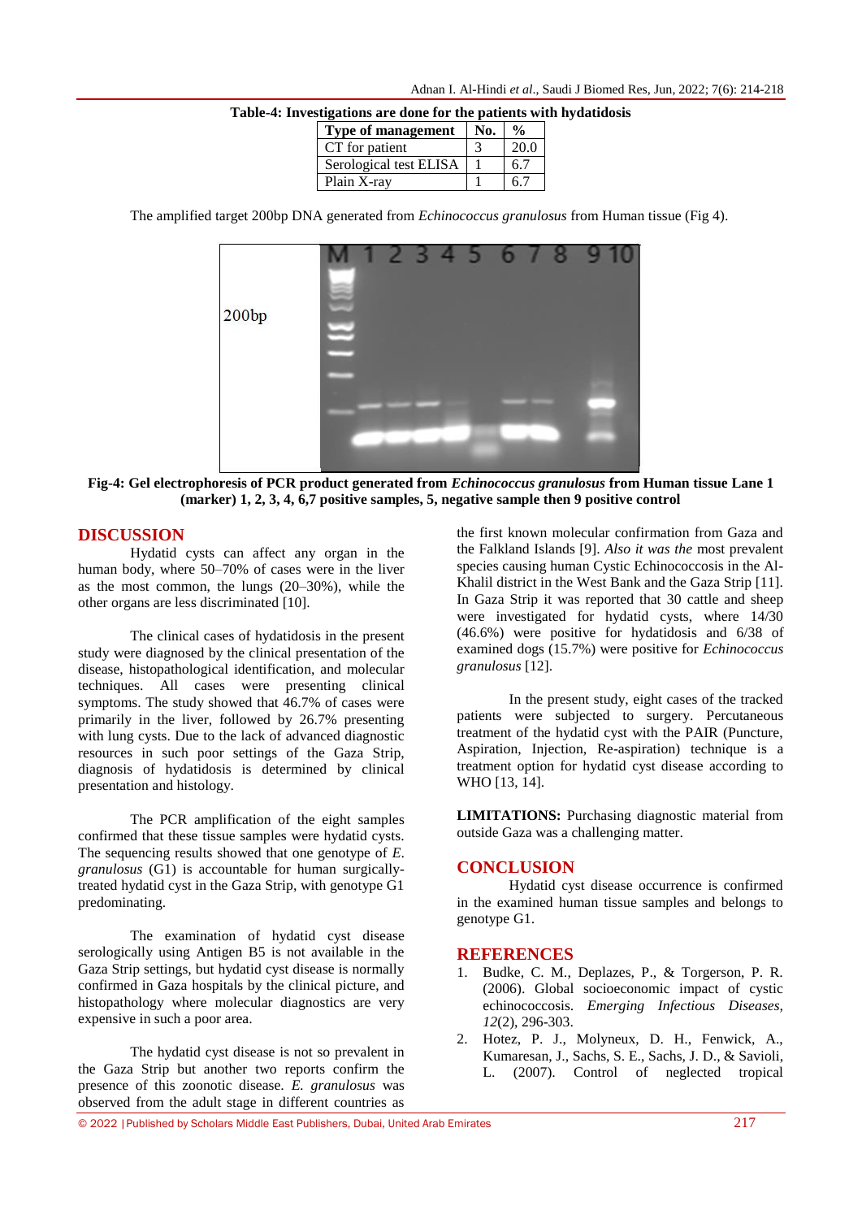**Table-4: Investigations are done for the patients with hydatidosis**

| Type of management | No. | % |
|---|---|---|
| CT for patient | 3 | 20.0 |
| Serological test ELISA | 1 | 6.7 |
| Plain X-ray | 1 | 6.7 |

The amplified target 200bp DNA generated from *Echinococcus granulosus* from Human tissue (Fig 4).

**Fig-4: Gel electrophoresis of PCR product generated from *Echinococcus granulosus* from Human tissue Lane 1 (marker) 1, 2, 3, 4, 6,7 positive samples, 5, negative sample then 9 positive control**

## DISCUSSION

Hydatid cysts can affect any organ in the human body, where 50–70% of cases were in the liver as the most common, the lungs (20–30%), while the other organs are less discriminated [10].

The clinical cases of hydatidosis in the present study were diagnosed by the clinical presentation of the disease, histopathological identification, and molecular techniques. All cases were presenting clinical symptoms. The study showed that 46.7% of cases were primarily in the liver, followed by 26.7% presenting with lung cysts. Due to the lack of advanced diagnostic resources in such poor settings of the Gaza Strip, diagnosis of hydatidosis is determined by clinical presentation and histology.

The PCR amplification of the eight samples confirmed that these tissue samples were hydatid cysts. The sequencing results showed that one genotype of *E. granulosus* (G1) is accountable for human surgically-treated hydatid cyst in the Gaza Strip, with genotype G1 predominating.

The examination of hydatid cyst disease serologically using Antigen B5 is not available in the Gaza Strip settings, but hydatid cyst disease is normally confirmed in Gaza hospitals by the clinical picture, and histopathology where molecular diagnostics are very expensive in such a poor area.

The hydatid cyst disease is not so prevalent in the Gaza Strip but another two reports confirm the presence of this zoonotic disease. *E. granulosus* was observed from the adult stage in different countries as the first known molecular confirmation from Gaza and the Falkland Islands [9]. *Also it was the* most prevalent species causing human Cystic Echinococcosis in the Al-Khalil district in the West Bank and the Gaza Strip [11]. In Gaza Strip it was reported that 30 cattle and sheep were investigated for hydatid cysts, where 14/30 (46.6%) were positive for hydatidosis and 6/38 of examined dogs (15.7%) were positive for *Echinococcus granulosus* [12].

In the present study, eight cases of the tracked patients were subjected to surgery. Percutaneous treatment of the hydatid cyst with the PAIR (Puncture, Aspiration, Injection, Re-aspiration) technique is a treatment option for hydatid cyst disease according to WHO [13, 14].

**LIMITATIONS:** Purchasing diagnostic material from outside Gaza was a challenging matter.

## CONCLUSION

Hydatid cyst disease occurrence is confirmed in the examined human tissue samples and belongs to genotype G1.

## REFERENCES

1. Budke, C. M., Deplazes, P., & Torgerson, P. R. (2006). Global socioeconomic impact of cystic echinococcosis. *Emerging Infectious Diseases*, *12*(2), 296-303.
2. Hotez, P. J., Molyneux, D. H., Fenwick, A., Kumaresan, J., Sachs, S. E., Sachs, J. D., & Savioli, L. (2007). Control of neglected tropical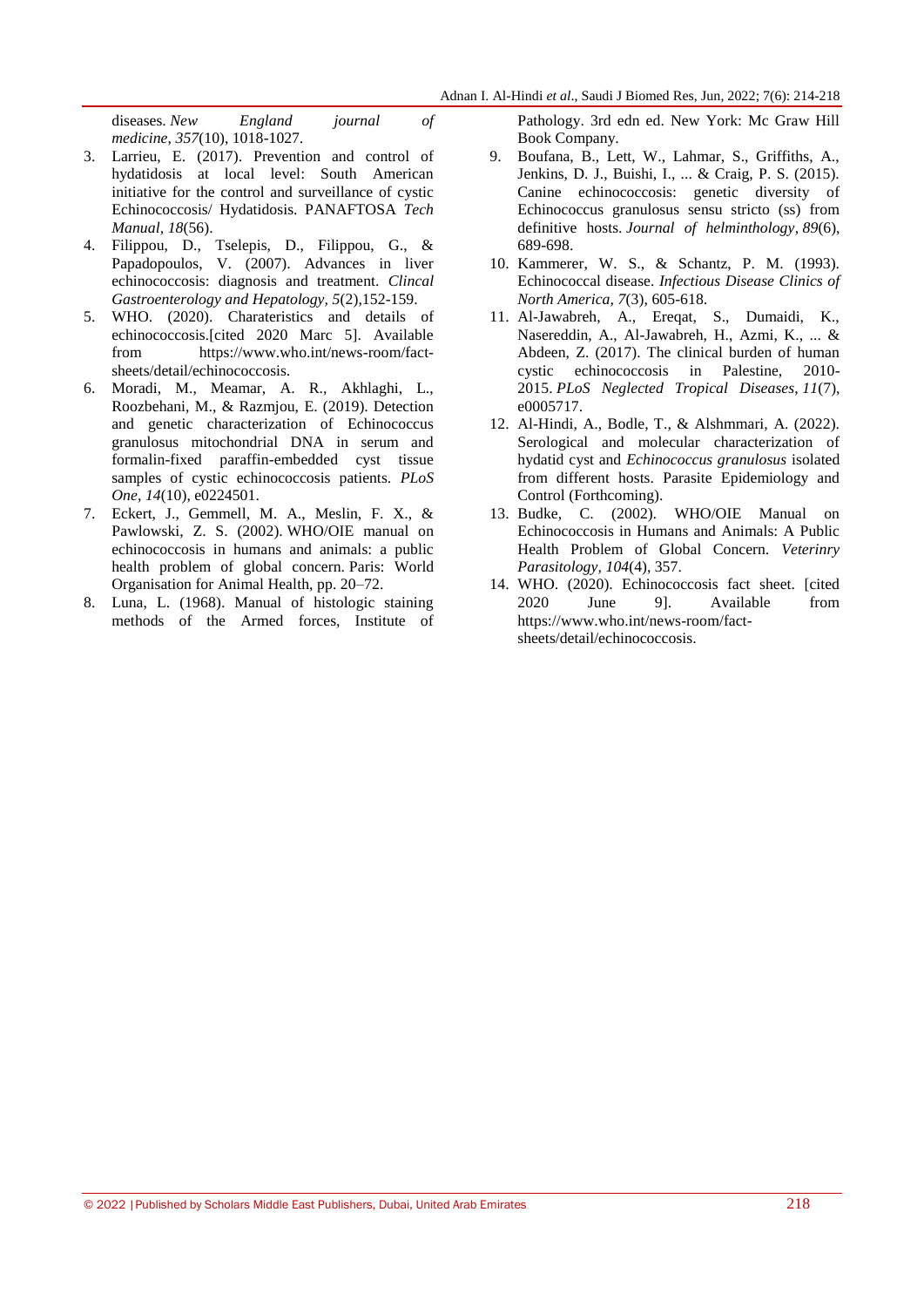diseases. *New England journal of medicine*, *357*(10), 1018-1027.

3. Larrieu, E. (2017). Prevention and control of hydatidosis at local level: South American initiative for the control and surveillance of cystic Echinococcosis/ Hydatidosis. PANAFTOSA *Tech Manual*, *18*(56).
4. Filippou, D., Tselepis, D., Filippou, G., & Papadopoulos, V. (2007). Advances in liver echinococcosis: diagnosis and treatment. *Clincal Gastroenterology and Hepatology*, *5*(2),152-159.
5. WHO. (2020). Charateristics and details of echinococcosis.[cited 2020 Marc 5]. Available from https://www.who.int/news-room/fact-sheets/detail/echinococcosis.
6. Moradi, M., Meamar, A. R., Akhlaghi, L., Roozbehani, M., & Razmjou, E. (2019). Detection and genetic characterization of Echinococcus granulosus mitochondrial DNA in serum and formalin-fixed paraffin-embedded cyst tissue samples of cystic echinococcosis patients. *PLoS One*, *14*(10), e0224501.
7. Eckert, J., Gemmell, M. A., Meslin, F. X., & Pawlowski, Z. S. (2002). WHO/OIE manual on echinococcosis in humans and animals: a public health problem of global concern. Paris: World Organisation for Animal Health, pp. 20–72.
8. Luna, L. (1968). Manual of histologic staining methods of the Armed forces, Institute of Pathology. 3rd edn ed. New York: Mc Graw Hill Book Company.
9. Boufana, B., Lett, W., Lahmar, S., Griffiths, A., Jenkins, D. J., Buishi, I., ... & Craig, P. S. (2015). Canine echinococcosis: genetic diversity of Echinococcus granulosus sensu stricto (ss) from definitive hosts. *Journal of helminthology*, *89*(6), 689-698.
10. Kammerer, W. S., & Schantz, P. M. (1993). Echinococcal disease. *Infectious Disease Clinics of North America*, *7*(3), 605-618.
11. Al-Jawabreh, A., Ereqat, S., Dumaidi, K., Nasereddin, A., Al-Jawabreh, H., Azmi, K., ... & Abdeen, Z. (2017). The clinical burden of human cystic echinococcosis in Palestine, 2010-2015. *PLoS Neglected Tropical Diseases*, *11*(7), e0005717.
12. Al-Hindi, A., Bodle, T., & Alshmmari, A. (2022). Serological and molecular characterization of hydatid cyst and *Echinococcus granulosus* isolated from different hosts. Parasite Epidemiology and Control (Forthcoming).
13. Budke, C. (2002). WHO/OIE Manual on Echinococcosis in Humans and Animals: A Public Health Problem of Global Concern. *Veterinry Parasitology*, *104*(4), 357.
14. WHO. (2020). Echinococcosis fact sheet. [cited 2020 June 9]. Available from https://www.who.int/news-room/fact-sheets/detail/echinococcosis.